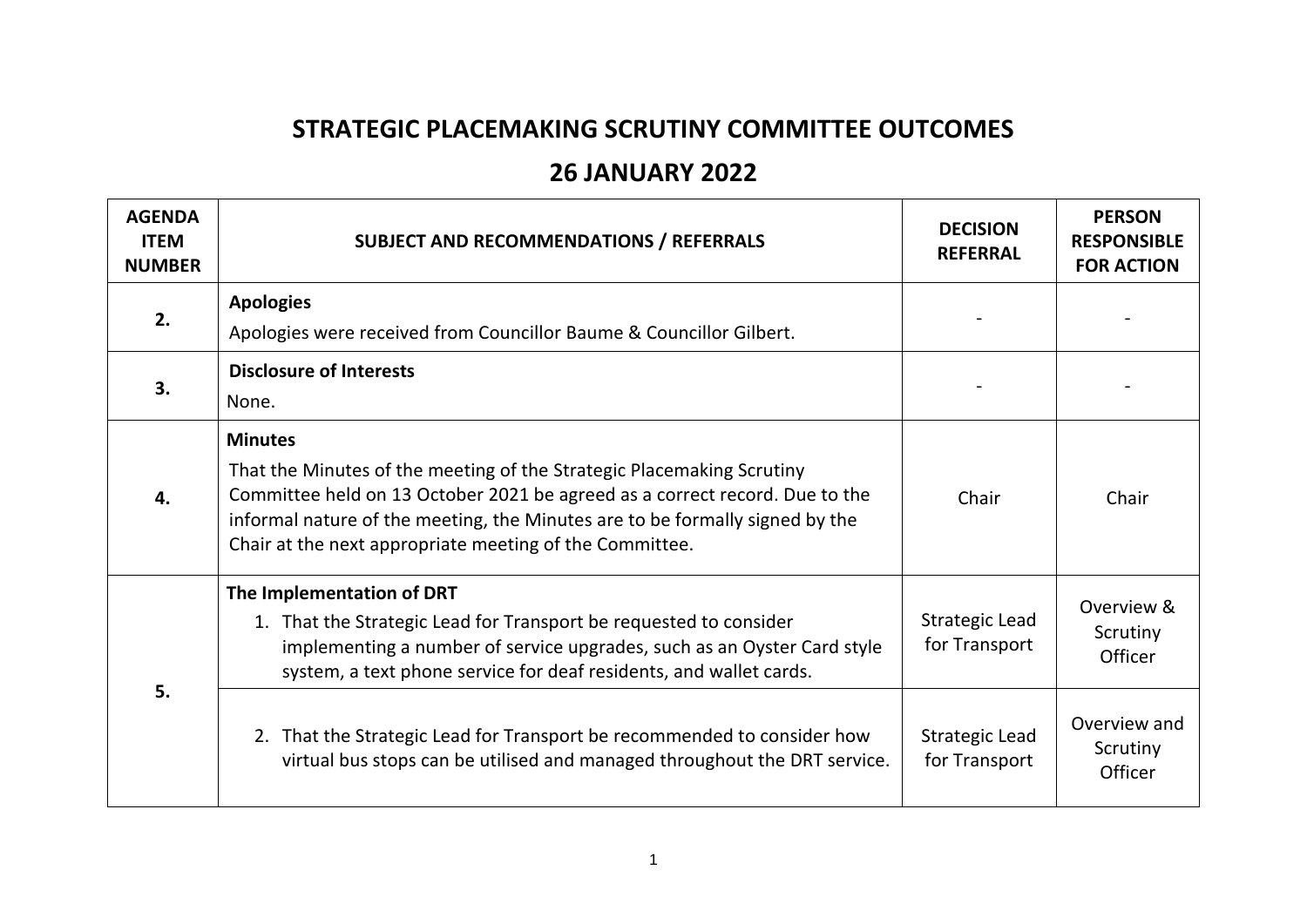# STRATEGIC PLACEMAKING SCRUTINY COMMITTEE OUTCOMES

## 26 JANUARY 2022

| AGENDA ITEM NUMBER | SUBJECT AND RECOMMENDATIONS / REFERRALS | DECISION REFERRAL | PERSON RESPONSIBLE FOR ACTION |
|---|---|---|---|
| 2. | **Apologies**<br>Apologies were received from Councillor Baume & Councillor Gilbert. | - | - |
| 3. | **Disclosure of Interests**<br>None. | - | - |
| 4. | **Minutes**<br>That the Minutes of the meeting of the Strategic Placemaking Scrutiny Committee held on 13 October 2021 be agreed as a correct record. Due to the informal nature of the meeting, the Minutes are to be formally signed by the Chair at the next appropriate meeting of the Committee. | Chair | Chair |
| 5. | **The Implementation of DRT**<br>1. That the Strategic Lead for Transport be requested to consider implementing a number of service upgrades, such as an Oyster Card style system, a text phone service for deaf residents, and wallet cards. | Strategic Lead for Transport | Overview & Scrutiny Officer |
| | 2. That the Strategic Lead for Transport be recommended to consider how virtual bus stops can be utilised and managed throughout the DRT service. | Strategic Lead for Transport | Overview and Scrutiny Officer |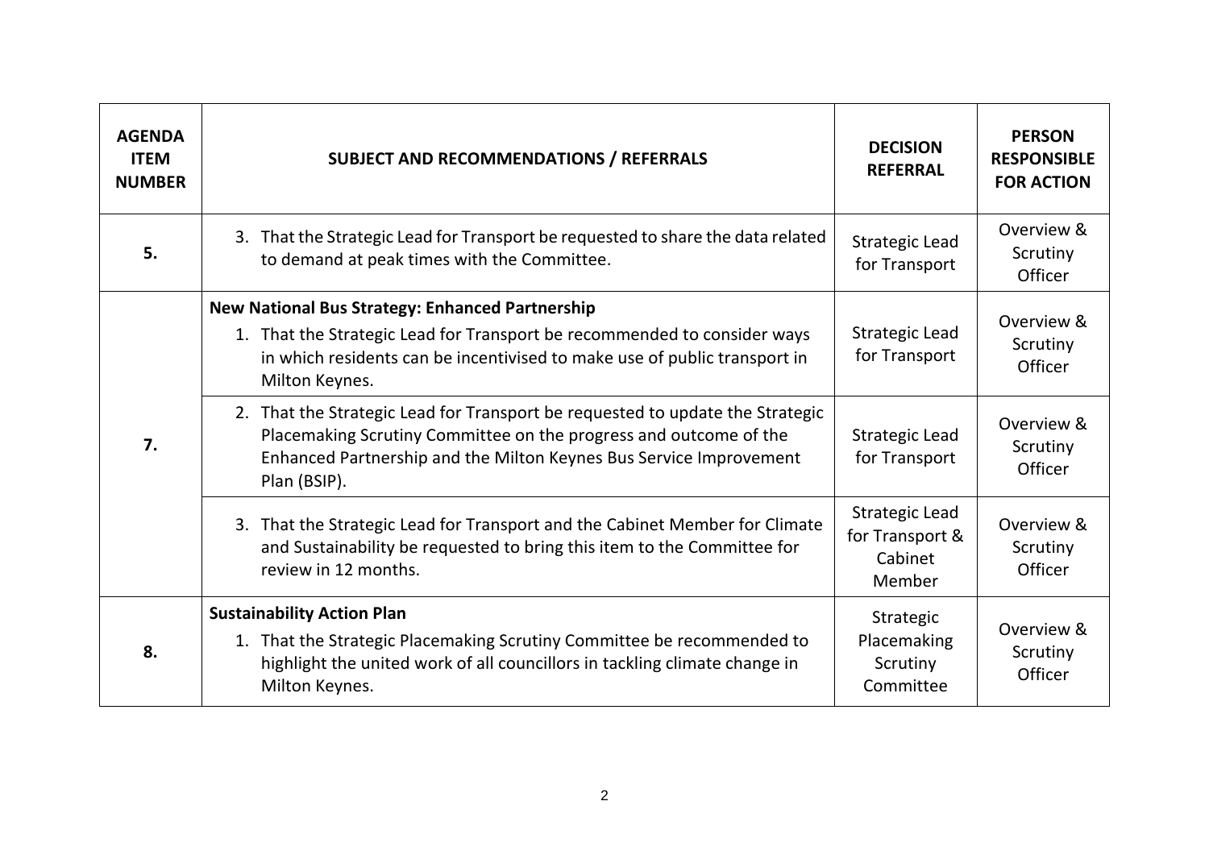| AGENDA ITEM NUMBER | SUBJECT AND RECOMMENDATIONS / REFERRALS | DECISION REFERRAL | PERSON RESPONSIBLE FOR ACTION |
|---|---|---|---|
| 5. | 3. That the Strategic Lead for Transport be requested to share the data related to demand at peak times with the Committee. | Strategic Lead for Transport | Overview & Scrutiny Officer |
| 7. | **New National Bus Strategy: Enhanced Partnership**<br>1. That the Strategic Lead for Transport be recommended to consider ways in which residents can be incentivised to make use of public transport in Milton Keynes. | Strategic Lead for Transport | Overview & Scrutiny Officer |
| | 2. That the Strategic Lead for Transport be requested to update the Strategic Placemaking Scrutiny Committee on the progress and outcome of the Enhanced Partnership and the Milton Keynes Bus Service Improvement Plan (BSIP). | Strategic Lead for Transport | Overview & Scrutiny Officer |
| | 3. That the Strategic Lead for Transport and the Cabinet Member for Climate and Sustainability be requested to bring this item to the Committee for review in 12 months. | Strategic Lead for Transport & Cabinet Member | Overview & Scrutiny Officer |
| 8. | **Sustainability Action Plan**<br>1. That the Strategic Placemaking Scrutiny Committee be recommended to highlight the united work of all councillors in tackling climate change in Milton Keynes. | Strategic Placemaking Scrutiny Committee | Overview & Scrutiny Officer |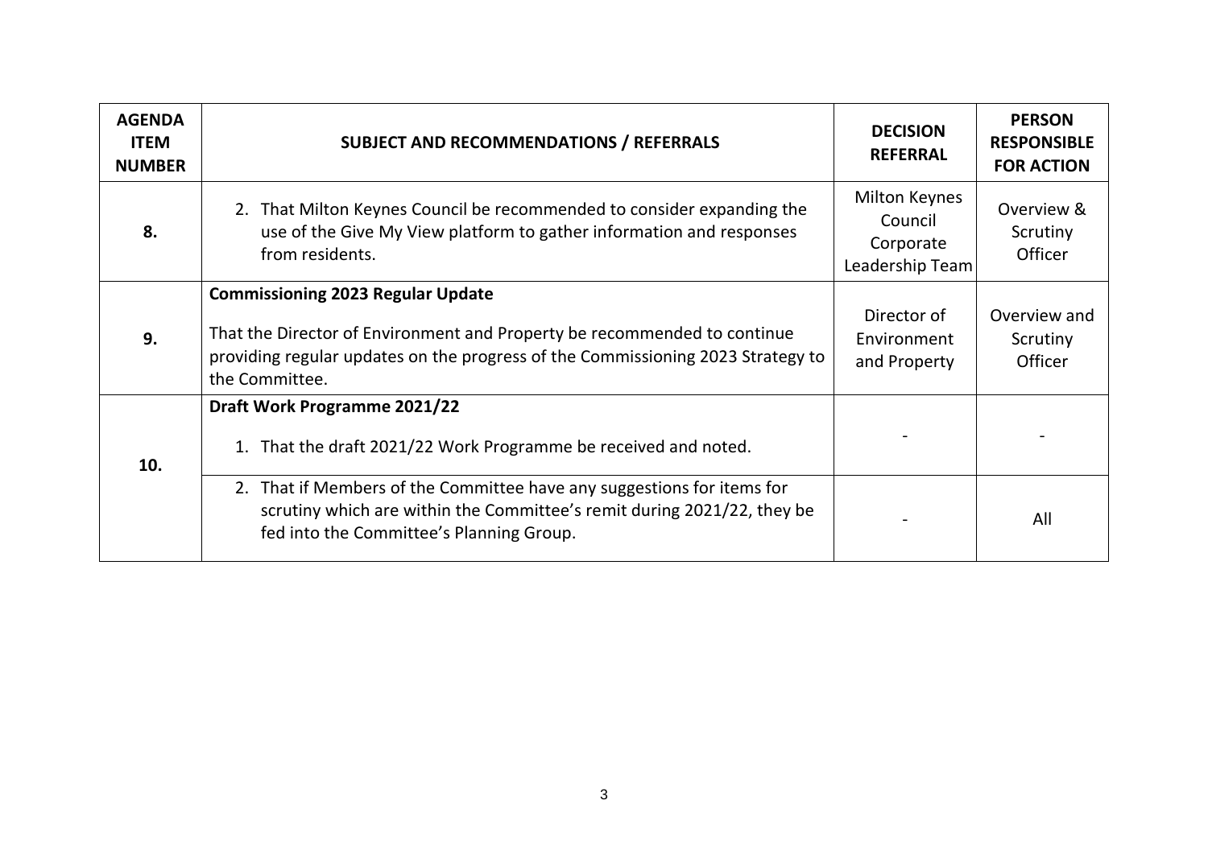| AGENDA ITEM NUMBER | SUBJECT AND RECOMMENDATIONS / REFERRALS | DECISION REFERRAL | PERSON RESPONSIBLE FOR ACTION |
|---|---|---|---|
| 8. | 2. That Milton Keynes Council be recommended to consider expanding the use of the Give My View platform to gather information and responses from residents. | Milton Keynes Council Corporate Leadership Team | Overview & Scrutiny Officer |
| 9. | **Commissioning 2023 Regular Update**<br><br>That the Director of Environment and Property be recommended to continue providing regular updates on the progress of the Commissioning 2023 Strategy to the Committee. | Director of Environment and Property | Overview and Scrutiny Officer |
| 10. | **Draft Work Programme 2021/22**<br><br>1. That the draft 2021/22 Work Programme be received and noted. | - | - |
| | 2. That if Members of the Committee have any suggestions for items for scrutiny which are within the Committee's remit during 2021/22, they be fed into the Committee's Planning Group. | - | All |